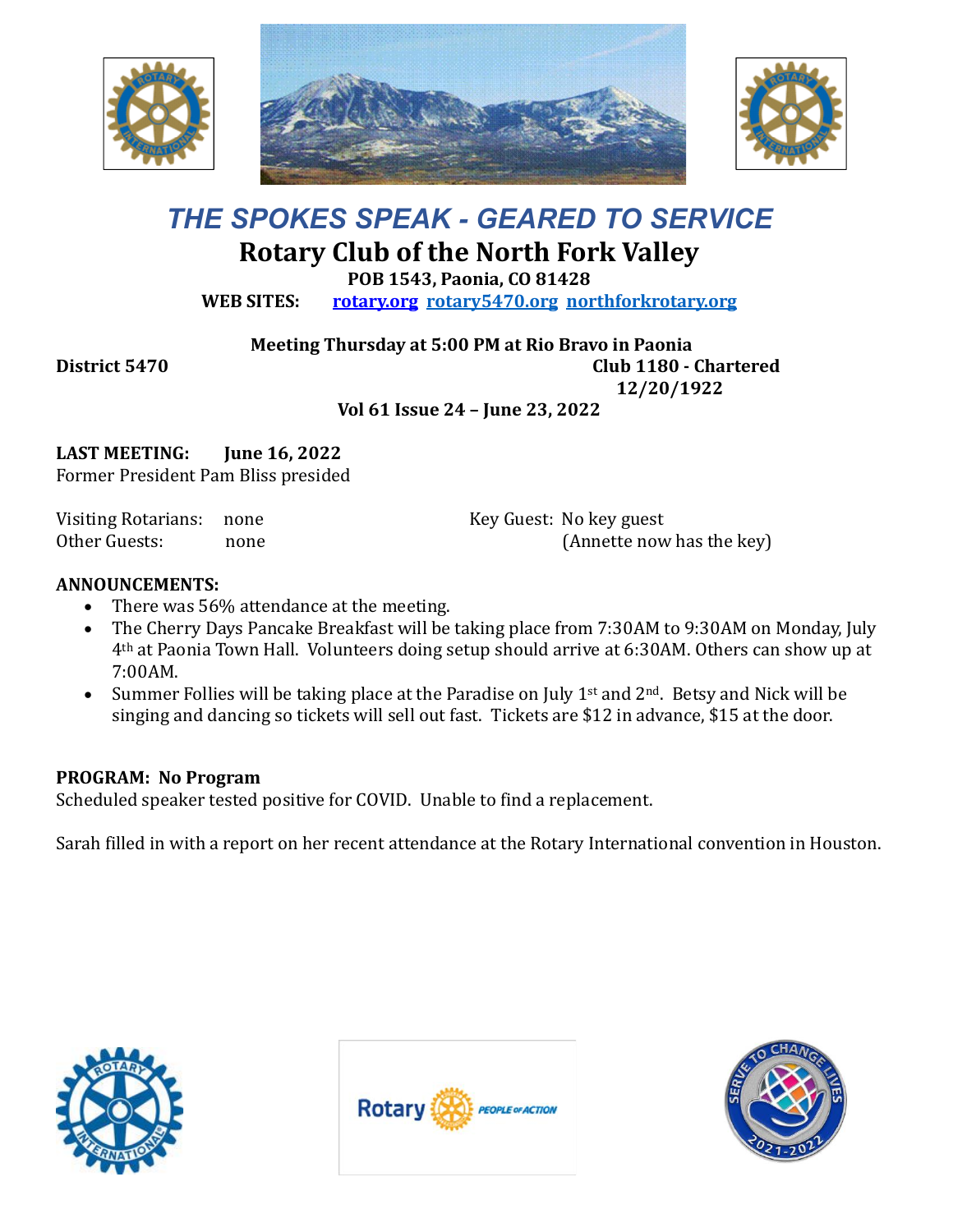# *THE SPOKES SPEAK - GEARED TO SERVICE*

## Rotary Club of the North Fork Valley

**POB 1543, Paonia, CO 81428**

**WEB SITES:** rotary.org rotary5470.org northforkrotary.org

**Meeting Thursday at 5:00 PM at Rio Bravo in Paonia**

**District 5470** **Club 1180 - Chartered 12/20/1922**

**Vol 61 Issue 24 – June 23, 2022**

**LAST MEETING:** **June 16, 2022**

Former President Pam Bliss presided

Visiting Rotarians: none

Other Guests: none

Key Guest: No key guest (Annette now has the key)

**ANNOUNCEMENTS:**

- There was 56% attendance at the meeting.
- The Cherry Days Pancake Breakfast will be taking place from 7:30AM to 9:30AM on Monday, July 4th at Paonia Town Hall. Volunteers doing setup should arrive at 6:30AM. Others can show up at 7:00AM.
- Summer Follies will be taking place at the Paradise on July 1st and 2nd. Betsy and Nick will be singing and dancing so tickets will sell out fast. Tickets are $12 in advance, $15 at the door.

**PROGRAM: No Program**

Scheduled speaker tested positive for COVID. Unable to find a replacement.

Sarah filled in with a report on her recent attendance at the Rotary International convention in Houston.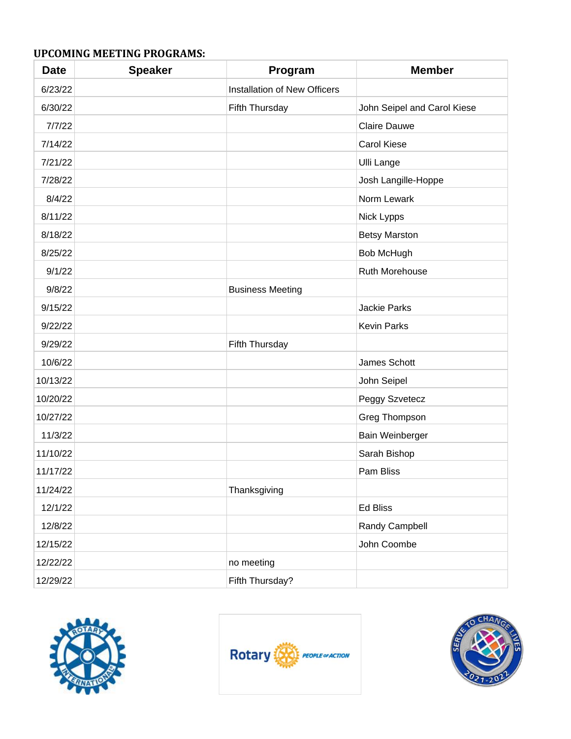**UPCOMING MEETING PROGRAMS:**

| Date | Speaker | Program | Member |
|---|---|---|---|
| 6/23/22 | | Installation of New Officers | |
| 6/30/22 | | Fifth Thursday | John Seipel and Carol Kiese |
| 7/7/22 | | | Claire Dauwe |
| 7/14/22 | | | Carol Kiese |
| 7/21/22 | | | Ulli Lange |
| 7/28/22 | | | Josh Langille-Hoppe |
| 8/4/22 | | | Norm Lewark |
| 8/11/22 | | | Nick Lypps |
| 8/18/22 | | | Betsy Marston |
| 8/25/22 | | | Bob McHugh |
| 9/1/22 | | | Ruth Morehouse |
| 9/8/22 | | Business Meeting | |
| 9/15/22 | | | Jackie Parks |
| 9/22/22 | | | Kevin Parks |
| 9/29/22 | | Fifth Thursday | |
| 10/6/22 | | | James Schott |
| 10/13/22 | | | John Seipel |
| 10/20/22 | | | Peggy Szvetecz |
| 10/27/22 | | | Greg Thompson |
| 11/3/22 | | | Bain Weinberger |
| 11/10/22 | | | Sarah Bishop |
| 11/17/22 | | | Pam Bliss |
| 11/24/22 | | Thanksgiving | |
| 12/1/22 | | | Ed Bliss |
| 12/8/22 | | | Randy Campbell |
| 12/15/22 | | | John Coombe |
| 12/22/22 | | no meeting | |
| 12/29/22 | | Fifth Thursday? | |